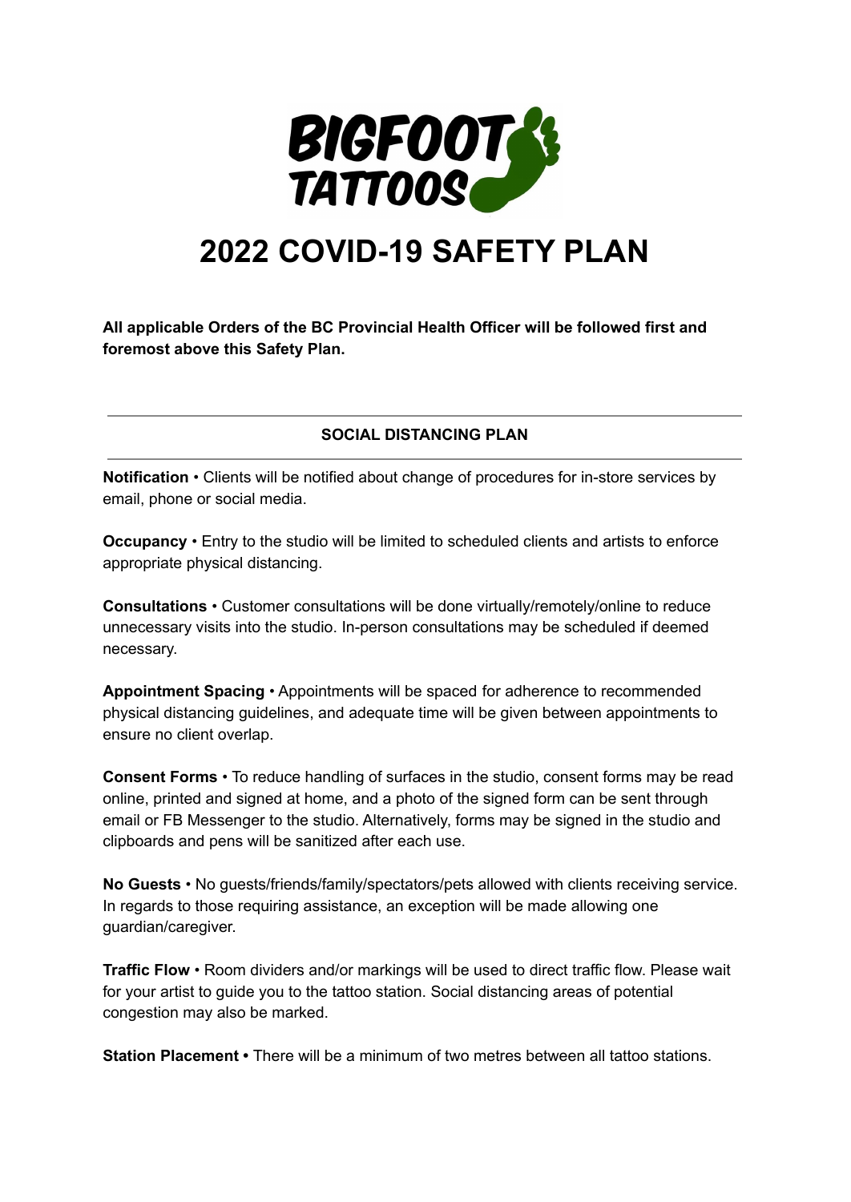BIGFOOT TATTOOS

# 2022 COVID-19 SAFETY PLAN

**All applicable Orders of the BC Provincial Health Officer will be followed first and foremost above this Safety Plan.**

---

## SOCIAL DISTANCING PLAN

---

**Notification** • Clients will be notified about change of procedures for in-store services by email, phone or social media.

**Occupancy** • Entry to the studio will be limited to scheduled clients and artists to enforce appropriate physical distancing.

**Consultations** • Customer consultations will be done virtually/remotely/online to reduce unnecessary visits into the studio. In-person consultations may be scheduled if deemed necessary.

**Appointment Spacing** • Appointments will be spaced for adherence to recommended physical distancing guidelines, and adequate time will be given between appointments to ensure no client overlap.

**Consent Forms** • To reduce handling of surfaces in the studio, consent forms may be read online, printed and signed at home, and a photo of the signed form can be sent through email or FB Messenger to the studio. Alternatively, forms may be signed in the studio and clipboards and pens will be sanitized after each use.

**No Guests** • No guests/friends/family/spectators/pets allowed with clients receiving service. In regards to those requiring assistance, an exception will be made allowing one guardian/caregiver.

**Traffic Flow** • Room dividers and/or markings will be used to direct traffic flow. Please wait for your artist to guide you to the tattoo station. Social distancing areas of potential congestion may also be marked.

**Station Placement •** There will be a minimum of two metres between all tattoo stations.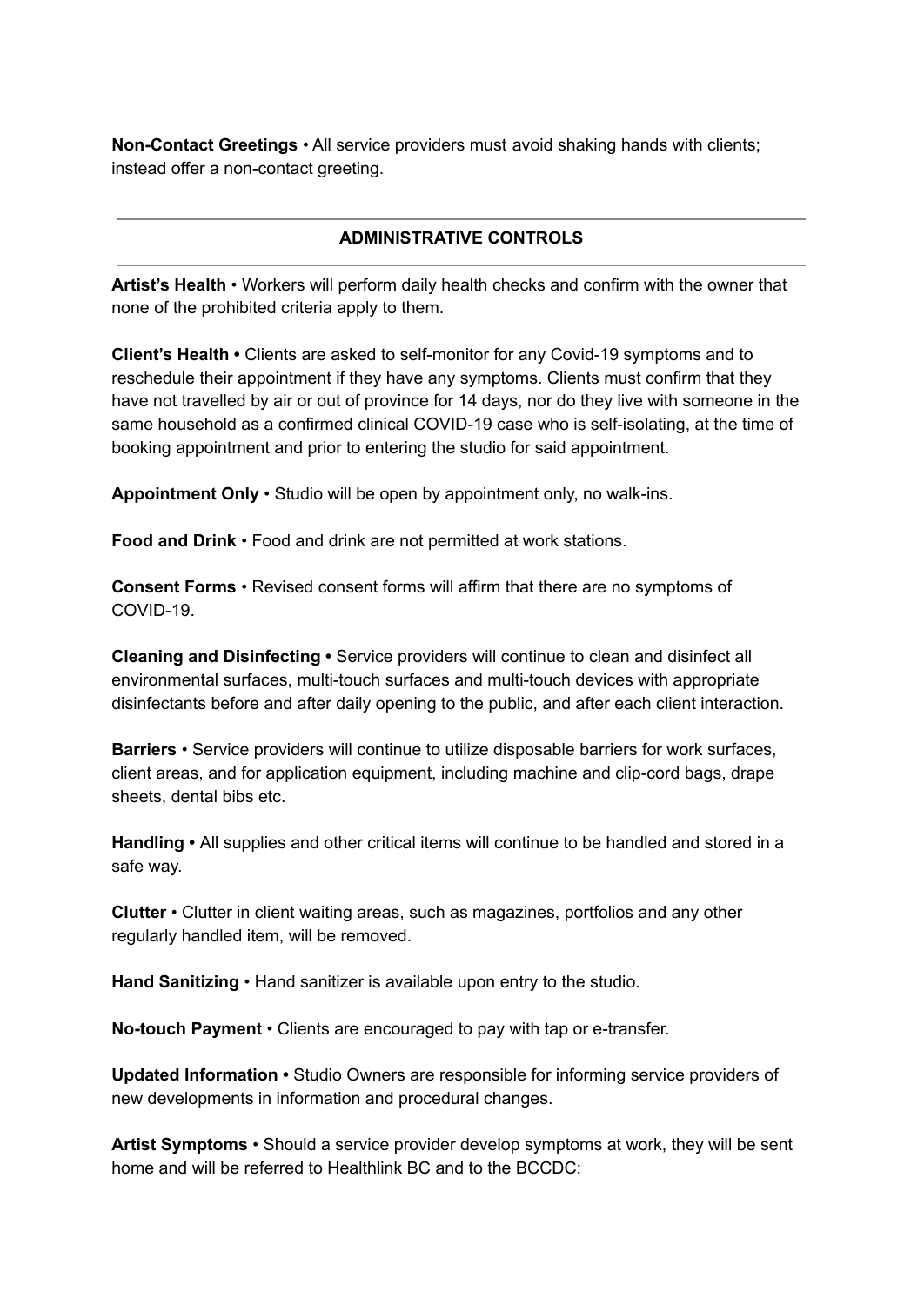**Non-Contact Greetings** • All service providers must avoid shaking hands with clients; instead offer a non-contact greeting.

---

## ADMINISTRATIVE CONTROLS

---

**Artist's Health** • Workers will perform daily health checks and confirm with the owner that none of the prohibited criteria apply to them.

**Client's Health •** Clients are asked to self-monitor for any Covid-19 symptoms and to reschedule their appointment if they have any symptoms. Clients must confirm that they have not travelled by air or out of province for 14 days, nor do they live with someone in the same household as a confirmed clinical COVID-19 case who is self-isolating, at the time of booking appointment and prior to entering the studio for said appointment.

**Appointment Only** • Studio will be open by appointment only, no walk-ins.

**Food and Drink** • Food and drink are not permitted at work stations.

**Consent Forms** • Revised consent forms will affirm that there are no symptoms of COVID-19.

**Cleaning and Disinfecting •** Service providers will continue to clean and disinfect all environmental surfaces, multi-touch surfaces and multi-touch devices with appropriate disinfectants before and after daily opening to the public, and after each client interaction.

**Barriers** • Service providers will continue to utilize disposable barriers for work surfaces, client areas, and for application equipment, including machine and clip-cord bags, drape sheets, dental bibs etc.

**Handling •** All supplies and other critical items will continue to be handled and stored in a safe way.

**Clutter** • Clutter in client waiting areas, such as magazines, portfolios and any other regularly handled item, will be removed.

**Hand Sanitizing** • Hand sanitizer is available upon entry to the studio.

**No-touch Payment** • Clients are encouraged to pay with tap or e-transfer.

**Updated Information •** Studio Owners are responsible for informing service providers of new developments in information and procedural changes.

**Artist Symptoms** • Should a service provider develop symptoms at work, they will be sent home and will be referred to Healthlink BC and to the BCCDC: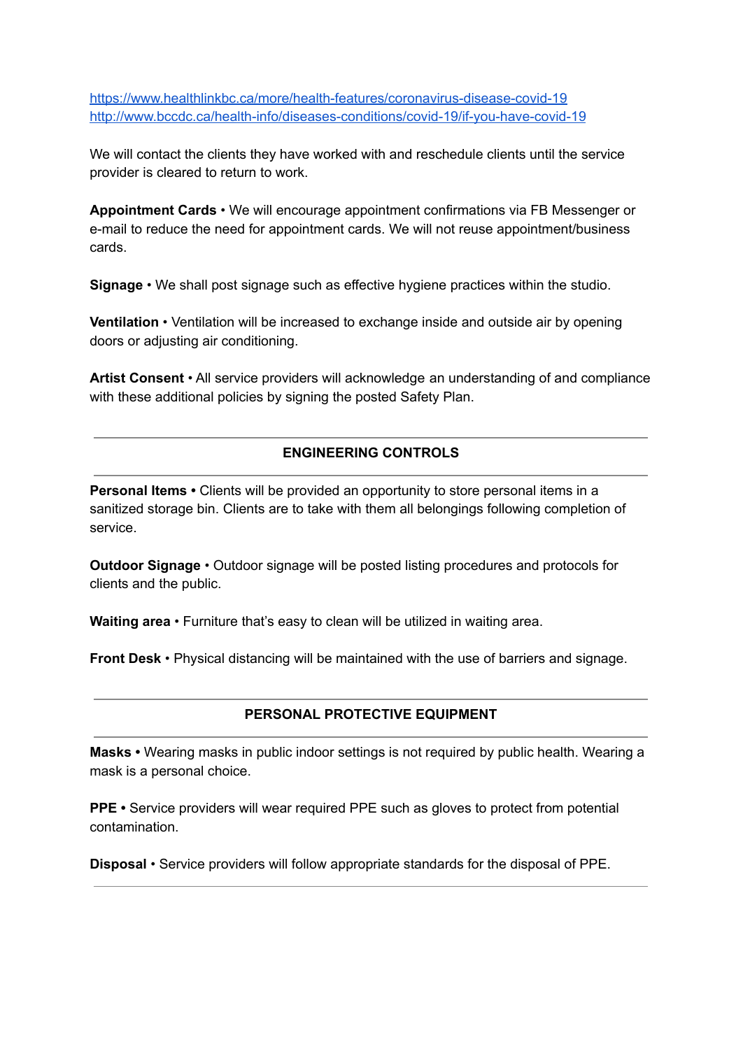https://www.healthlinkbc.ca/more/health-features/coronavirus-disease-covid-19
http://www.bccdc.ca/health-info/diseases-conditions/covid-19/if-you-have-covid-19

We will contact the clients they have worked with and reschedule clients until the service provider is cleared to return to work.

**Appointment Cards** • We will encourage appointment confirmations via FB Messenger or e-mail to reduce the need for appointment cards. We will not reuse appointment/business cards.

**Signage** • We shall post signage such as effective hygiene practices within the studio.

**Ventilation** • Ventilation will be increased to exchange inside and outside air by opening doors or adjusting air conditioning.

**Artist Consent** • All service providers will acknowledge an understanding of and compliance with these additional policies by signing the posted Safety Plan.

---

## ENGINEERING CONTROLS

---

**Personal Items •** Clients will be provided an opportunity to store personal items in a sanitized storage bin. Clients are to take with them all belongings following completion of service.

**Outdoor Signage** • Outdoor signage will be posted listing procedures and protocols for clients and the public.

**Waiting area** • Furniture that's easy to clean will be utilized in waiting area.

**Front Desk** • Physical distancing will be maintained with the use of barriers and signage.

---

## PERSONAL PROTECTIVE EQUIPMENT

---

**Masks •** Wearing masks in public indoor settings is not required by public health. Wearing a mask is a personal choice.

**PPE •** Service providers will wear required PPE such as gloves to protect from potential contamination.

**Disposal** • Service providers will follow appropriate standards for the disposal of PPE.

---